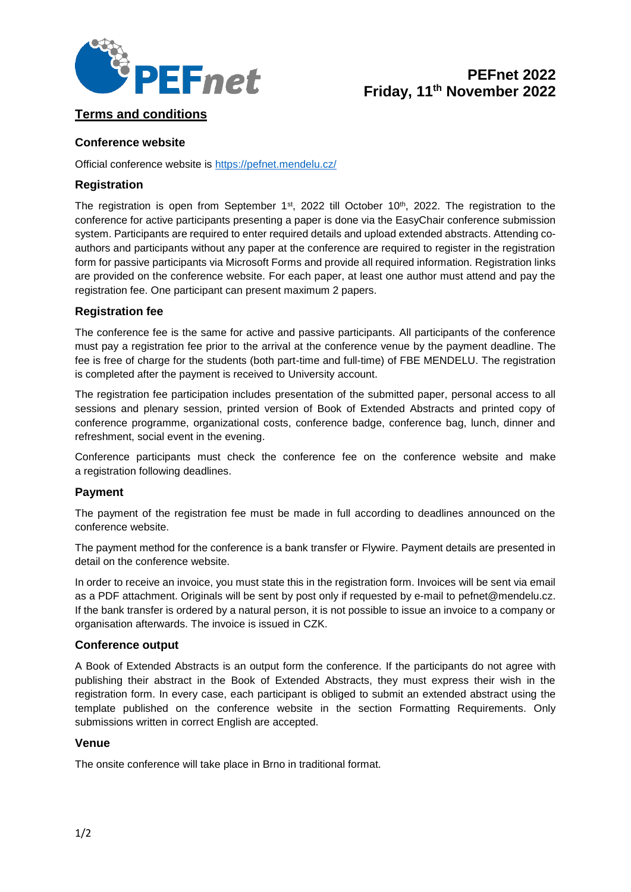# PEFnet 2022
# Friday, 11th November 2022

## Terms and conditions

### Conference website

Official conference website is https://pefnet.mendelu.cz/

### Registration

The registration is open from September 1st, 2022 till October 10th, 2022. The registration to the conference for active participants presenting a paper is done via the EasyChair conference submission system. Participants are required to enter required details and upload extended abstracts. Attending co-authors and participants without any paper at the conference are required to register in the registration form for passive participants via Microsoft Forms and provide all required information. Registration links are provided on the conference website. For each paper, at least one author must attend and pay the registration fee. One participant can present maximum 2 papers.

### Registration fee

The conference fee is the same for active and passive participants. All participants of the conference must pay a registration fee prior to the arrival at the conference venue by the payment deadline. The fee is free of charge for the students (both part-time and full-time) of FBE MENDELU. The registration is completed after the payment is received to University account.

The registration fee participation includes presentation of the submitted paper, personal access to all sessions and plenary session, printed version of Book of Extended Abstracts and printed copy of conference programme, organizational costs, conference badge, conference bag, lunch, dinner and refreshment, social event in the evening.

Conference participants must check the conference fee on the conference website and make a registration following deadlines.

### Payment

The payment of the registration fee must be made in full according to deadlines announced on the conference website.

The payment method for the conference is a bank transfer or Flywire. Payment details are presented in detail on the conference website.

In order to receive an invoice, you must state this in the registration form. Invoices will be sent via email as a PDF attachment. Originals will be sent by post only if requested by e-mail to pefnet@mendelu.cz. If the bank transfer is ordered by a natural person, it is not possible to issue an invoice to a company or organisation afterwards. The invoice is issued in CZK.

### Conference output

A Book of Extended Abstracts is an output form the conference. If the participants do not agree with publishing their abstract in the Book of Extended Abstracts, they must express their wish in the registration form. In every case, each participant is obliged to submit an extended abstract using the template published on the conference website in the section Formatting Requirements. Only submissions written in correct English are accepted.

### Venue

The onsite conference will take place in Brno in traditional format.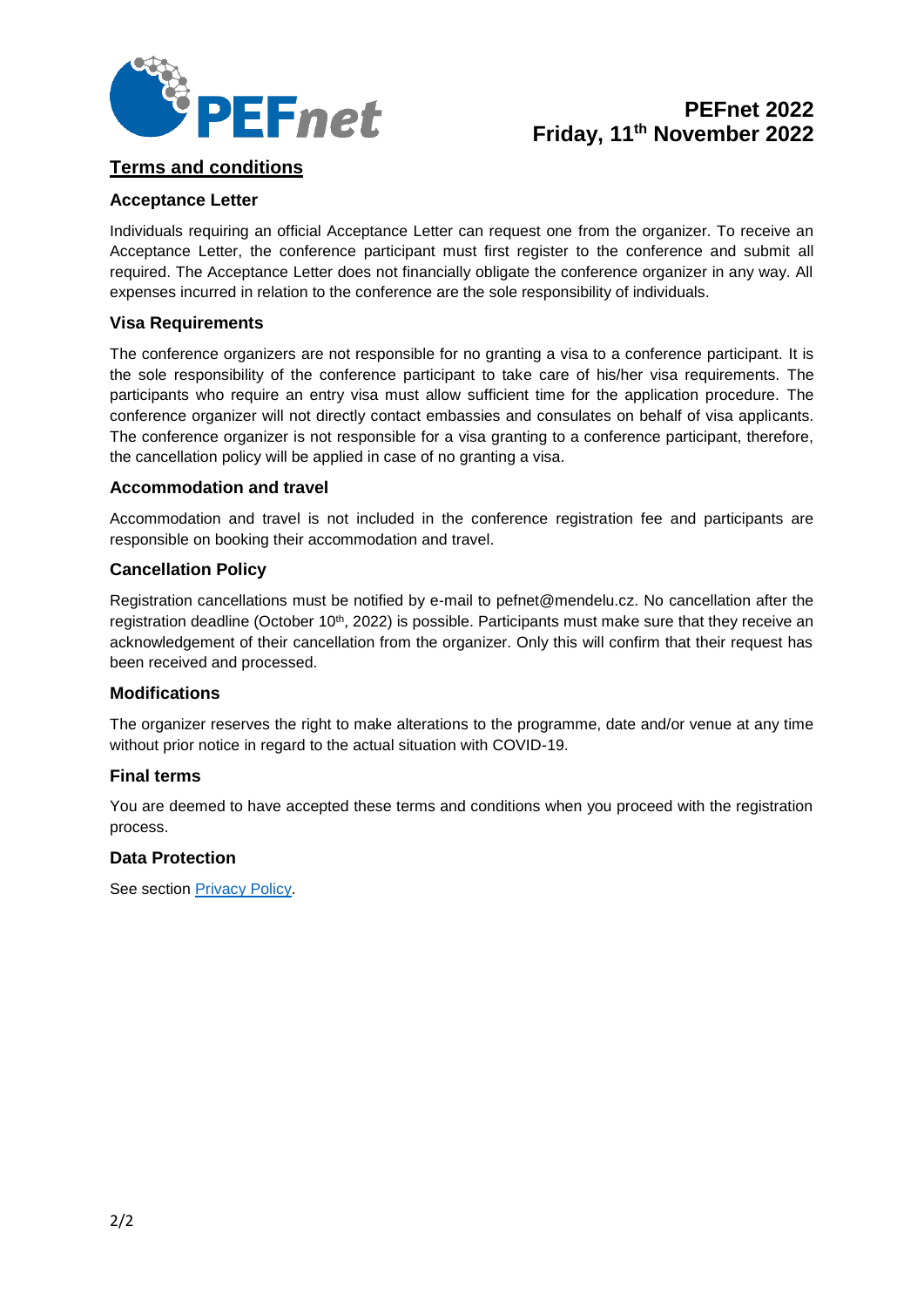## Terms and conditions

### Acceptance Letter

Individuals requiring an official Acceptance Letter can request one from the organizer. To receive an Acceptance Letter, the conference participant must first register to the conference and submit all required. The Acceptance Letter does not financially obligate the conference organizer in any way. All expenses incurred in relation to the conference are the sole responsibility of individuals.

### Visa Requirements

The conference organizers are not responsible for no granting a visa to a conference participant. It is the sole responsibility of the conference participant to take care of his/her visa requirements. The participants who require an entry visa must allow sufficient time for the application procedure. The conference organizer will not directly contact embassies and consulates on behalf of visa applicants. The conference organizer is not responsible for a visa granting to a conference participant, therefore, the cancellation policy will be applied in case of no granting a visa.

### Accommodation and travel

Accommodation and travel is not included in the conference registration fee and participants are responsible on booking their accommodation and travel.

### Cancellation Policy

Registration cancellations must be notified by e-mail to pefnet@mendelu.cz. No cancellation after the registration deadline (October 10th, 2022) is possible. Participants must make sure that they receive an acknowledgement of their cancellation from the organizer. Only this will confirm that their request has been received and processed.

### Modifications

The organizer reserves the right to make alterations to the programme, date and/or venue at any time without prior notice in regard to the actual situation with COVID-19.

### Final terms

You are deemed to have accepted these terms and conditions when you proceed with the registration process.

### Data Protection

See section Privacy Policy.